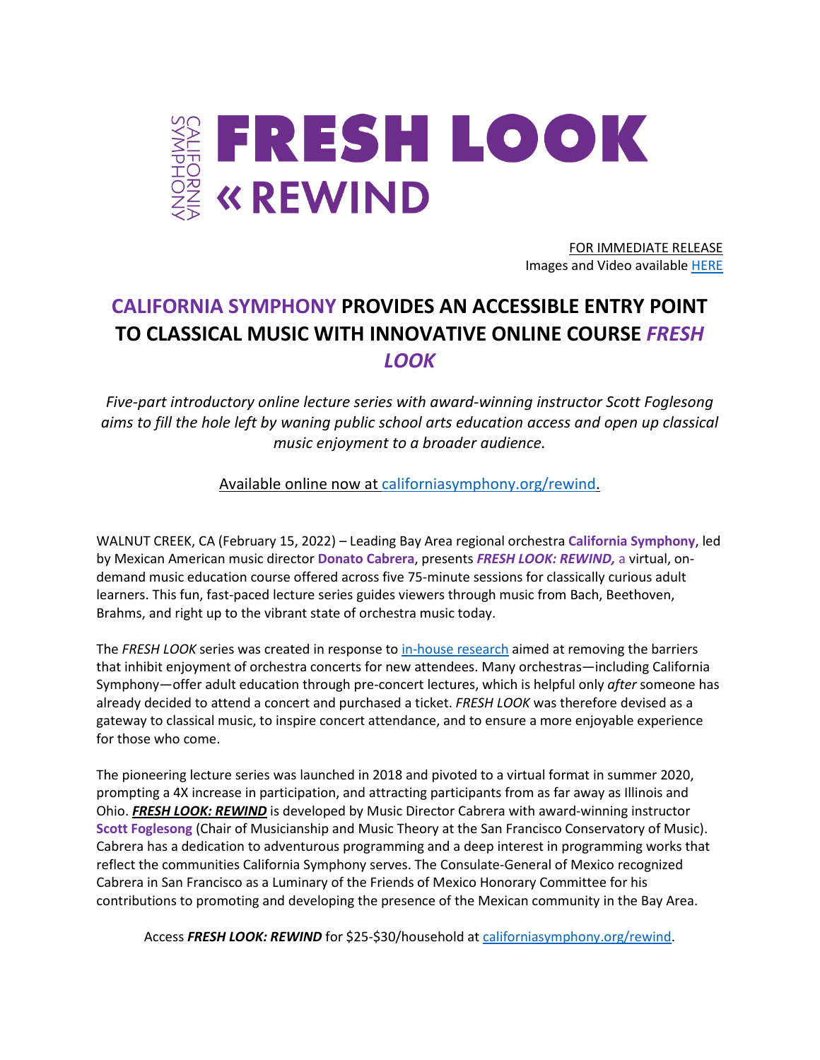CALIFORNIA SYMPHONY

# FRESH LOOK « REWIND

FOR IMMEDIATE RELEASE
Images and Video available HERE

## CALIFORNIA SYMPHONY PROVIDES AN ACCESSIBLE ENTRY POINT TO CLASSICAL MUSIC WITH INNOVATIVE ONLINE COURSE *FRESH LOOK*

*Five-part introductory online lecture series with award-winning instructor Scott Foglesong aims to fill the hole left by waning public school arts education access and open up classical music enjoyment to a broader audience.*

Available online now at californiasymphony.org/rewind.

WALNUT CREEK, CA (February 15, 2022) – Leading Bay Area regional orchestra **California Symphony**, led by Mexican American music director **Donato Cabrera**, presents ***FRESH LOOK: REWIND,*** a virtual, on-demand music education course offered across five 75-minute sessions for classically curious adult learners. This fun, fast-paced lecture series guides viewers through music from Bach, Beethoven, Brahms, and right up to the vibrant state of orchestra music today.

The *FRESH LOOK* series was created in response to in-house research aimed at removing the barriers that inhibit enjoyment of orchestra concerts for new attendees. Many orchestras—including California Symphony—offer adult education through pre-concert lectures, which is helpful only *after* someone has already decided to attend a concert and purchased a ticket. *FRESH LOOK* was therefore devised as a gateway to classical music, to inspire concert attendance, and to ensure a more enjoyable experience for those who come.

The pioneering lecture series was launched in 2018 and pivoted to a virtual format in summer 2020, prompting a 4X increase in participation, and attracting participants from as far away as Illinois and Ohio. ***FRESH LOOK: REWIND*** is developed by Music Director Cabrera with award-winning instructor **Scott Foglesong** (Chair of Musicianship and Music Theory at the San Francisco Conservatory of Music). Cabrera has a dedication to adventurous programming and a deep interest in programming works that reflect the communities California Symphony serves. The Consulate-General of Mexico recognized Cabrera in San Francisco as a Luminary of the Friends of Mexico Honorary Committee for his contributions to promoting and developing the presence of the Mexican community in the Bay Area.

Access ***FRESH LOOK: REWIND*** for $25-$30/household at californiasymphony.org/rewind.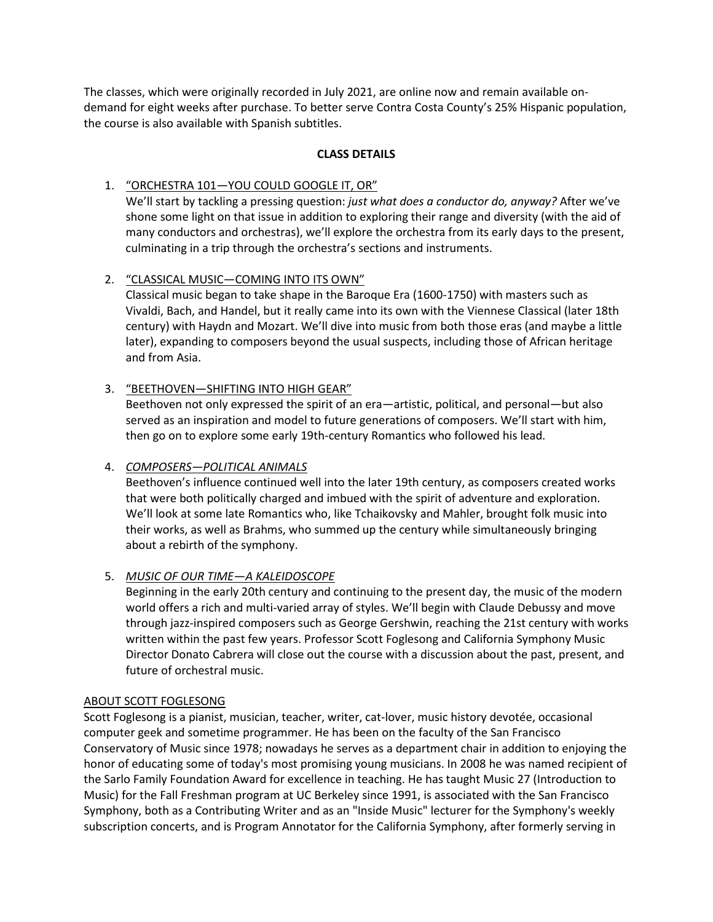The classes, which were originally recorded in July 2021, are online now and remain available on-demand for eight weeks after purchase. To better serve Contra Costa County's 25% Hispanic population, the course is also available with Spanish subtitles.

**CLASS DETAILS**

1. "ORCHESTRA 101—YOU COULD GOOGLE IT, OR"
   We'll start by tackling a pressing question: *just what does a conductor do, anyway?* After we've shone some light on that issue in addition to exploring their range and diversity (with the aid of many conductors and orchestras), we'll explore the orchestra from its early days to the present, culminating in a trip through the orchestra's sections and instruments.

2. "CLASSICAL MUSIC—COMING INTO ITS OWN"
   Classical music began to take shape in the Baroque Era (1600-1750) with masters such as Vivaldi, Bach, and Handel, but it really came into its own with the Viennese Classical (later 18th century) with Haydn and Mozart. We'll dive into music from both those eras (and maybe a little later), expanding to composers beyond the usual suspects, including those of African heritage and from Asia.

3. "BEETHOVEN—SHIFTING INTO HIGH GEAR"
   Beethoven not only expressed the spirit of an era—artistic, political, and personal—but also served as an inspiration and model to future generations of composers. We'll start with him, then go on to explore some early 19th-century Romantics who followed his lead.

4. *COMPOSERS—POLITICAL ANIMALS*
   Beethoven's influence continued well into the later 19th century, as composers created works that were both politically charged and imbued with the spirit of adventure and exploration. We'll look at some late Romantics who, like Tchaikovsky and Mahler, brought folk music into their works, as well as Brahms, who summed up the century while simultaneously bringing about a rebirth of the symphony.

5. *MUSIC OF OUR TIME—A KALEIDOSCOPE*
   Beginning in the early 20th century and continuing to the present day, the music of the modern world offers a rich and multi-varied array of styles. We'll begin with Claude Debussy and move through jazz-inspired composers such as George Gershwin, reaching the 21st century with works written within the past few years. Professor Scott Foglesong and California Symphony Music Director Donato Cabrera will close out the course with a discussion about the past, present, and future of orchestral music.

ABOUT SCOTT FOGLESONG

Scott Foglesong is a pianist, musician, teacher, writer, cat-lover, music history devotée, occasional computer geek and sometime programmer. He has been on the faculty of the San Francisco Conservatory of Music since 1978; nowadays he serves as a department chair in addition to enjoying the honor of educating some of today's most promising young musicians. In 2008 he was named recipient of the Sarlo Family Foundation Award for excellence in teaching. He has taught Music 27 (Introduction to Music) for the Fall Freshman program at UC Berkeley since 1991, is associated with the San Francisco Symphony, both as a Contributing Writer and as an "Inside Music" lecturer for the Symphony's weekly subscription concerts, and is Program Annotator for the California Symphony, after formerly serving in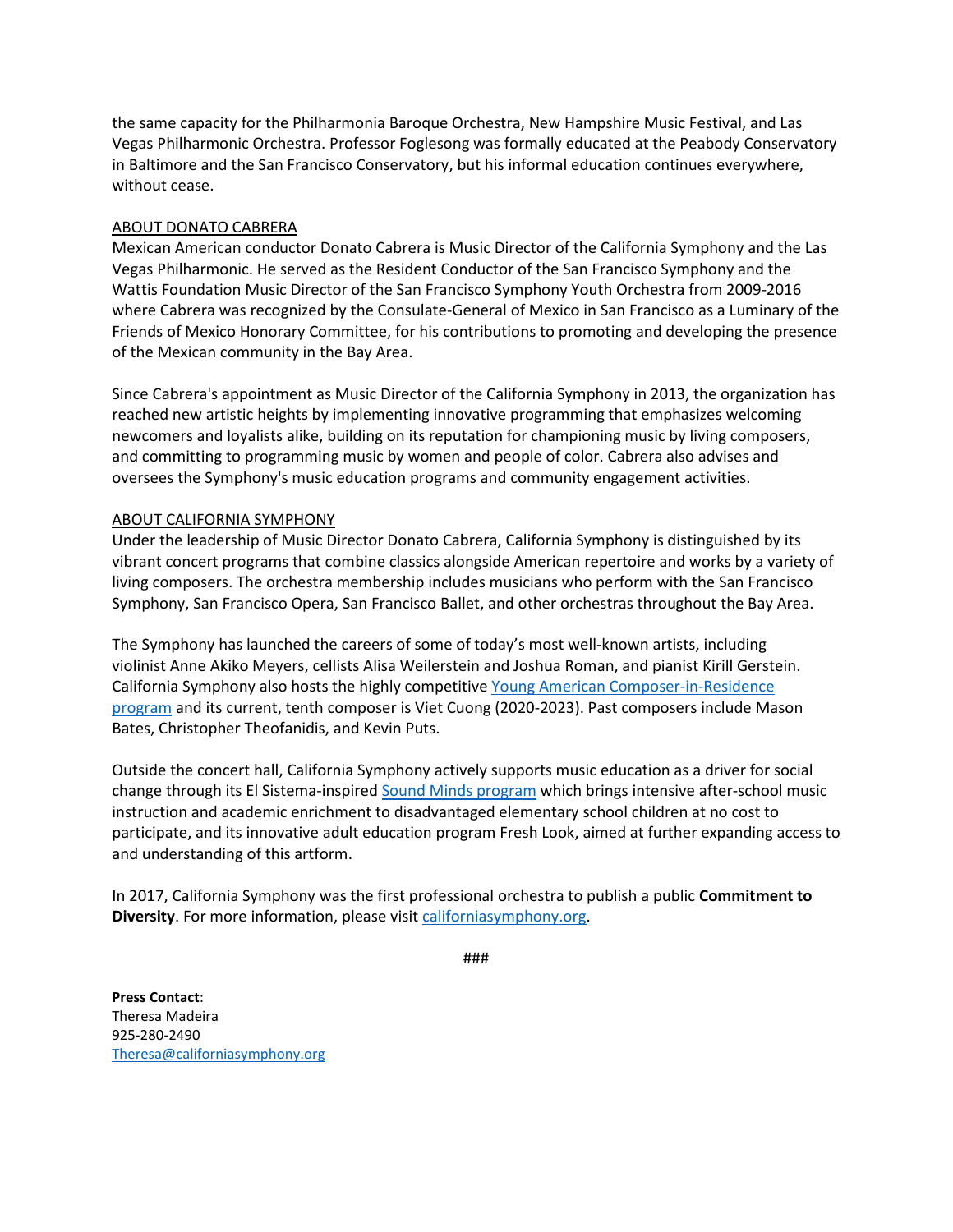the same capacity for the Philharmonia Baroque Orchestra, New Hampshire Music Festival, and Las Vegas Philharmonic Orchestra. Professor Foglesong was formally educated at the Peabody Conservatory in Baltimore and the San Francisco Conservatory, but his informal education continues everywhere, without cease.

## ABOUT DONATO CABRERA

Mexican American conductor Donato Cabrera is Music Director of the California Symphony and the Las Vegas Philharmonic. He served as the Resident Conductor of the San Francisco Symphony and the Wattis Foundation Music Director of the San Francisco Symphony Youth Orchestra from 2009-2016 where Cabrera was recognized by the Consulate-General of Mexico in San Francisco as a Luminary of the Friends of Mexico Honorary Committee, for his contributions to promoting and developing the presence of the Mexican community in the Bay Area.

Since Cabrera's appointment as Music Director of the California Symphony in 2013, the organization has reached new artistic heights by implementing innovative programming that emphasizes welcoming newcomers and loyalists alike, building on its reputation for championing music by living composers, and committing to programming music by women and people of color. Cabrera also advises and oversees the Symphony's music education programs and community engagement activities.

## ABOUT CALIFORNIA SYMPHONY

Under the leadership of Music Director Donato Cabrera, California Symphony is distinguished by its vibrant concert programs that combine classics alongside American repertoire and works by a variety of living composers. The orchestra membership includes musicians who perform with the San Francisco Symphony, San Francisco Opera, San Francisco Ballet, and other orchestras throughout the Bay Area.

The Symphony has launched the careers of some of today's most well-known artists, including violinist Anne Akiko Meyers, cellists Alisa Weilerstein and Joshua Roman, and pianist Kirill Gerstein. California Symphony also hosts the highly competitive Young American Composer-in-Residence program and its current, tenth composer is Viet Cuong (2020-2023). Past composers include Mason Bates, Christopher Theofanidis, and Kevin Puts.

Outside the concert hall, California Symphony actively supports music education as a driver for social change through its El Sistema-inspired Sound Minds program which brings intensive after-school music instruction and academic enrichment to disadvantaged elementary school children at no cost to participate, and its innovative adult education program Fresh Look, aimed at further expanding access to and understanding of this artform.

In 2017, California Symphony was the first professional orchestra to publish a public **Commitment to Diversity**. For more information, please visit californiasymphony.org.

###

**Press Contact**:
Theresa Madeira
925-280-2490
Theresa@californiasymphony.org